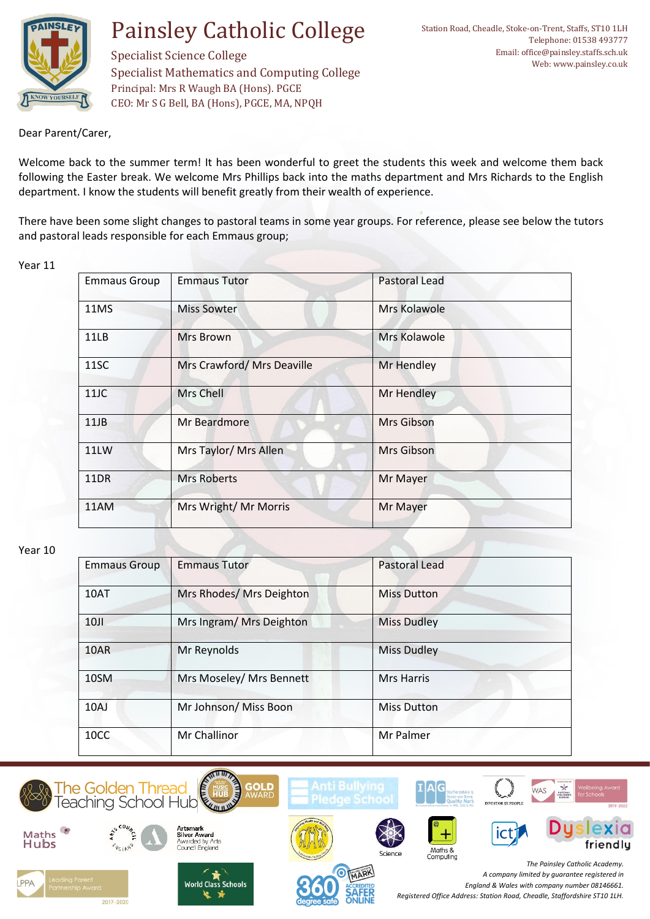# Painsley Catholic College

Specialist Science College
Specialist Mathematics and Computing College
Principal: Mrs R Waugh BA (Hons). PGCE
CEO: Mr S G Bell, BA (Hons), PGCE, MA, NPQH

Station Road, Cheadle, Stoke-on-Trent, Staffs, ST10 1LH
Telephone: 01538 493777
Email: office@painsley.staffs.sch.uk
Web: www.painsley.co.uk

Dear Parent/Carer,

Welcome back to the summer term! It has been wonderful to greet the students this week and welcome them back following the Easter break. We welcome Mrs Phillips back into the maths department and Mrs Richards to the English department. I know the students will benefit greatly from their wealth of experience.

There have been some slight changes to pastoral teams in some year groups. For reference, please see below the tutors and pastoral leads responsible for each Emmaus group;

Year 11

| Emmaus Group | Emmaus Tutor | Pastoral Lead |
|---|---|---|
| 11MS | Miss Sowter | Mrs Kolawole |
| 11LB | Mrs Brown | Mrs Kolawole |
| 11SC | Mrs Crawford/ Mrs Deaville | Mr Hendley |
| 11JC | Mrs Chell | Mr Hendley |
| 11JB | Mr Beardmore | Mrs Gibson |
| 11LW | Mrs Taylor/ Mrs Allen | Mrs Gibson |
| 11DR | Mrs Roberts | Mr Mayer |
| 11AM | Mrs Wright/ Mr Morris | Mr Mayer |

Year 10

| Emmaus Group | Emmaus Tutor | Pastoral Lead |
|---|---|---|
| 10AT | Mrs Rhodes/ Mrs Deighton | Miss Dutton |
| 10JI | Mrs Ingram/ Mrs Deighton | Miss Dudley |
| 10AR | Mr Reynolds | Miss Dudley |
| 10SM | Mrs Moseley/ Mrs Bennett | Mrs Harris |
| 10AJ | Mr Johnson/ Miss Boon | Miss Dutton |
| 10CC | Mr Challinor | Mr Palmer |

*The Painsley Catholic Academy.*
*A company limited by guarantee registered in England & Wales with company number 08146661.*
*Registered Office Address: Station Road, Cheadle, Staffordshire ST10 1LH.*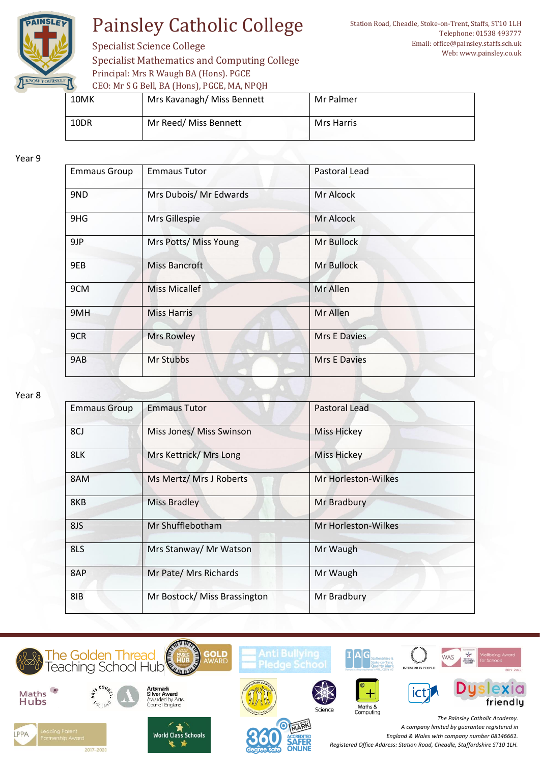| 10MK | Mrs Kavanagh/ Miss Bennett | Mr Palmer |
|---|---|---|
| 10DR | Mr Reed/ Miss Bennett | Mrs Harris |

Year 9

| Emmaus Group | Emmaus Tutor | Pastoral Lead |
|---|---|---|
| 9ND | Mrs Dubois/ Mr Edwards | Mr Alcock |
| 9HG | Mrs Gillespie | Mr Alcock |
| 9JP | Mrs Potts/ Miss Young | Mr Bullock |
| 9EB | Miss Bancroft | Mr Bullock |
| 9CM | Miss Micallef | Mr Allen |
| 9MH | Miss Harris | Mr Allen |
| 9CR | Mrs Rowley | Mrs E Davies |
| 9AB | Mr Stubbs | Mrs E Davies |

Year 8

| Emmaus Group | Emmaus Tutor | Pastoral Lead |
|---|---|---|
| 8CJ | Miss Jones/ Miss Swinson | Miss Hickey |
| 8LK | Mrs Kettrick/ Mrs Long | Miss Hickey |
| 8AM | Ms Mertz/ Mrs J Roberts | Mr Horleston-Wilkes |
| 8KB | Miss Bradley | Mr Bradbury |
| 8JS | Mr Shufflebotham | Mr Horleston-Wilkes |
| 8LS | Mrs Stanway/ Mr Watson | Mr Waugh |
| 8AP | Mr Pate/ Mrs Richards | Mr Waugh |
| 8IB | Mr Bostock/ Miss Brassington | Mr Bradbury |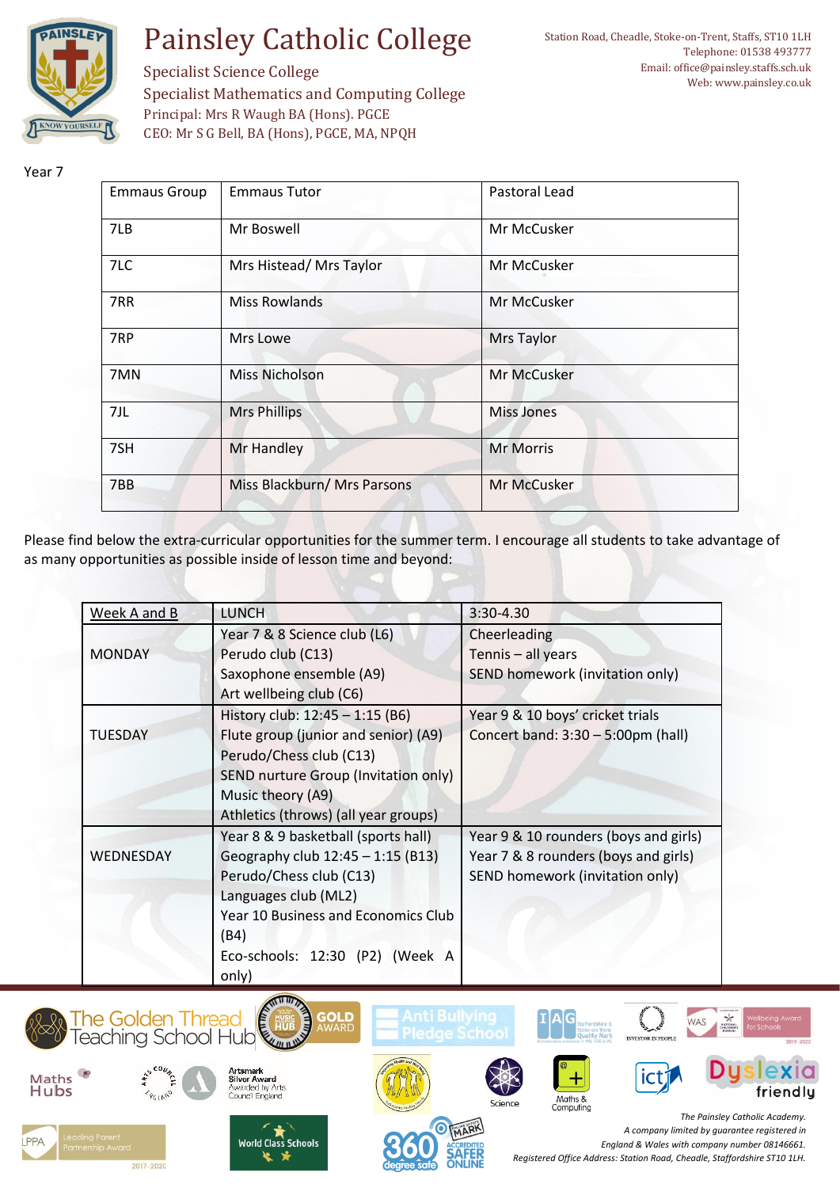Year 7

| Emmaus Group | Emmaus Tutor | Pastoral Lead |
|---|---|---|
| 7LB | Mr Boswell | Mr McCusker |
| 7LC | Mrs Histead/ Mrs Taylor | Mr McCusker |
| 7RR | Miss Rowlands | Mr McCusker |
| 7RP | Mrs Lowe | Mrs Taylor |
| 7MN | Miss Nicholson | Mr McCusker |
| 7JL | Mrs Phillips | Miss Jones |
| 7SH | Mr Handley | Mr Morris |
| 7BB | Miss Blackburn/ Mrs Parsons | Mr McCusker |

Please find below the extra-curricular opportunities for the summer term. I encourage all students to take advantage of as many opportunities as possible inside of lesson time and beyond:

| Week A and B | LUNCH | 3:30-4.30 |
|---|---|---|
| MONDAY | Year 7 & 8 Science club (L6)<br>Perudo club (C13)<br>Saxophone ensemble (A9)<br>Art wellbeing club (C6) | Cheerleading<br>Tennis – all years<br>SEND homework (invitation only) |
| TUESDAY | History club: 12:45 – 1:15 (B6)<br>Flute group (junior and senior) (A9)<br>Perudo/Chess club (C13)<br>SEND nurture Group (Invitation only)<br>Music theory (A9)<br>Athletics (throws) (all year groups) | Year 9 & 10 boys' cricket trials<br>Concert band: 3:30 – 5:00pm (hall) |
| WEDNESDAY | Year 8 & 9 basketball (sports hall)<br>Geography club 12:45 – 1:15 (B13)<br>Perudo/Chess club (C13)<br>Languages club (ML2)<br>Year 10 Business and Economics Club (B4)<br>Eco-schools: 12:30 (P2) (Week A only) | Year 9 & 10 rounders (boys and girls)<br>Year 7 & 8 rounders (boys and girls)<br>SEND homework (invitation only) |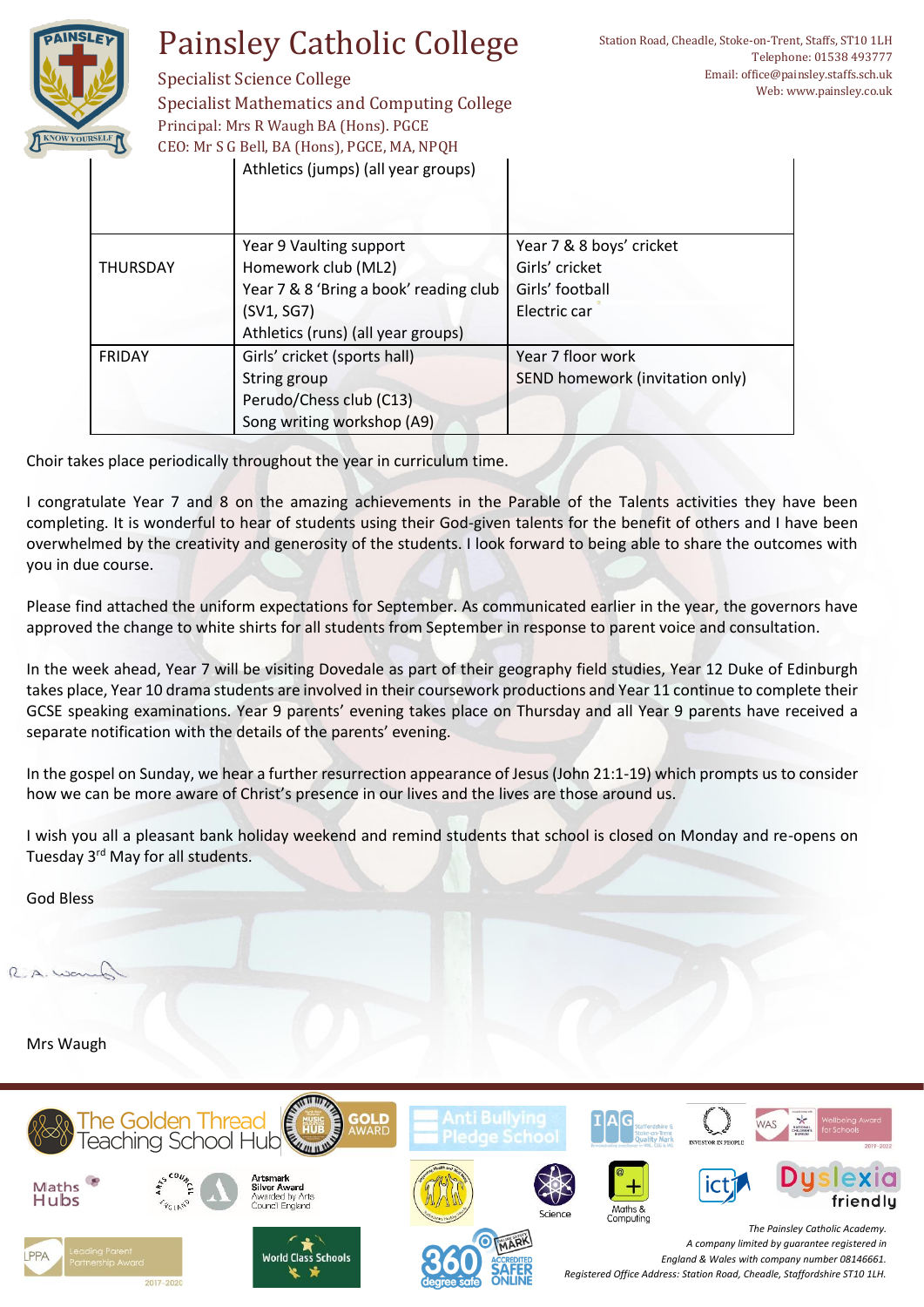| | | |
|---|---|---|
| | Athletics (jumps) (all year groups) | |
| THURSDAY | Year 9 Vaulting support<br>Homework club (ML2)<br>Year 7 & 8 'Bring a book' reading club (SV1, SG7)<br>Athletics (runs) (all year groups) | Year 7 & 8 boys' cricket<br>Girls' cricket<br>Girls' football<br>Electric car |
| FRIDAY | Girls' cricket (sports hall)<br>String group<br>Perudo/Chess club (C13)<br>Song writing workshop (A9) | Year 7 floor work<br>SEND homework (invitation only) |

Choir takes place periodically throughout the year in curriculum time.

I congratulate Year 7 and 8 on the amazing achievements in the Parable of the Talents activities they have been completing. It is wonderful to hear of students using their God-given talents for the benefit of others and I have been overwhelmed by the creativity and generosity of the students. I look forward to being able to share the outcomes with you in due course.

Please find attached the uniform expectations for September. As communicated earlier in the year, the governors have approved the change to white shirts for all students from September in response to parent voice and consultation.

In the week ahead, Year 7 will be visiting Dovedale as part of their geography field studies, Year 12 Duke of Edinburgh takes place, Year 10 drama students are involved in their coursework productions and Year 11 continue to complete their GCSE speaking examinations. Year 9 parents' evening takes place on Thursday and all Year 9 parents have received a separate notification with the details of the parents' evening.

In the gospel on Sunday, we hear a further resurrection appearance of Jesus (John 21:1-19) which prompts us to consider how we can be more aware of Christ's presence in our lives and the lives are those around us.

I wish you all a pleasant bank holiday weekend and remind students that school is closed on Monday and re-opens on Tuesday 3rd May for all students.

God Bless

Mrs Waugh

*The Painsley Catholic Academy.*
*A company limited by guarantee registered in England & Wales with company number 08146661.*
*Registered Office Address: Station Road, Cheadle, Staffordshire ST10 1LH.*